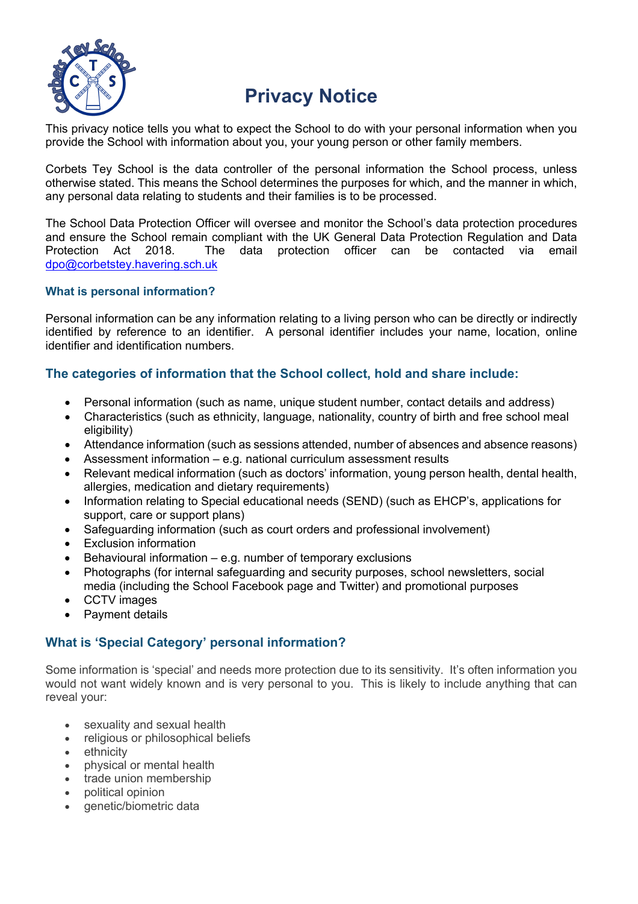# Privacy Notice

This privacy notice tells you what to expect the School to do with your personal information when you provide the School with information about you, your young person or other family members.

Corbets Tey School is the data controller of the personal information the School process, unless otherwise stated. This means the School determines the purposes for which, and the manner in which, any personal data relating to students and their families is to be processed.

The School Data Protection Officer will oversee and monitor the School's data protection procedures and ensure the School remain compliant with the UK General Data Protection Regulation and Data Protection Act 2018. The data protection officer can be contacted via email dpo@corbetstey.havering.sch.uk

### What is personal information?

Personal information can be any information relating to a living person who can be directly or indirectly identified by reference to an identifier. A personal identifier includes your name, location, online identifier and identification numbers.

## The categories of information that the School collect, hold and share include:

- Personal information (such as name, unique student number, contact details and address)
- Characteristics (such as ethnicity, language, nationality, country of birth and free school meal eligibility)
- Attendance information (such as sessions attended, number of absences and absence reasons)
- Assessment information – e.g. national curriculum assessment results
- Relevant medical information (such as doctors' information, young person health, dental health, allergies, medication and dietary requirements)
- Information relating to Special educational needs (SEND) (such as EHCP's, applications for support, care or support plans)
- Safeguarding information (such as court orders and professional involvement)
- Exclusion information
- Behavioural information – e.g. number of temporary exclusions
- Photographs (for internal safeguarding and security purposes, school newsletters, social media (including the School Facebook page and Twitter) and promotional purposes
- CCTV images
- Payment details

## What is 'Special Category' personal information?

Some information is 'special' and needs more protection due to its sensitivity. It's often information you would not want widely known and is very personal to you. This is likely to include anything that can reveal your:

- sexuality and sexual health
- religious or philosophical beliefs
- ethnicity
- physical or mental health
- trade union membership
- political opinion
- genetic/biometric data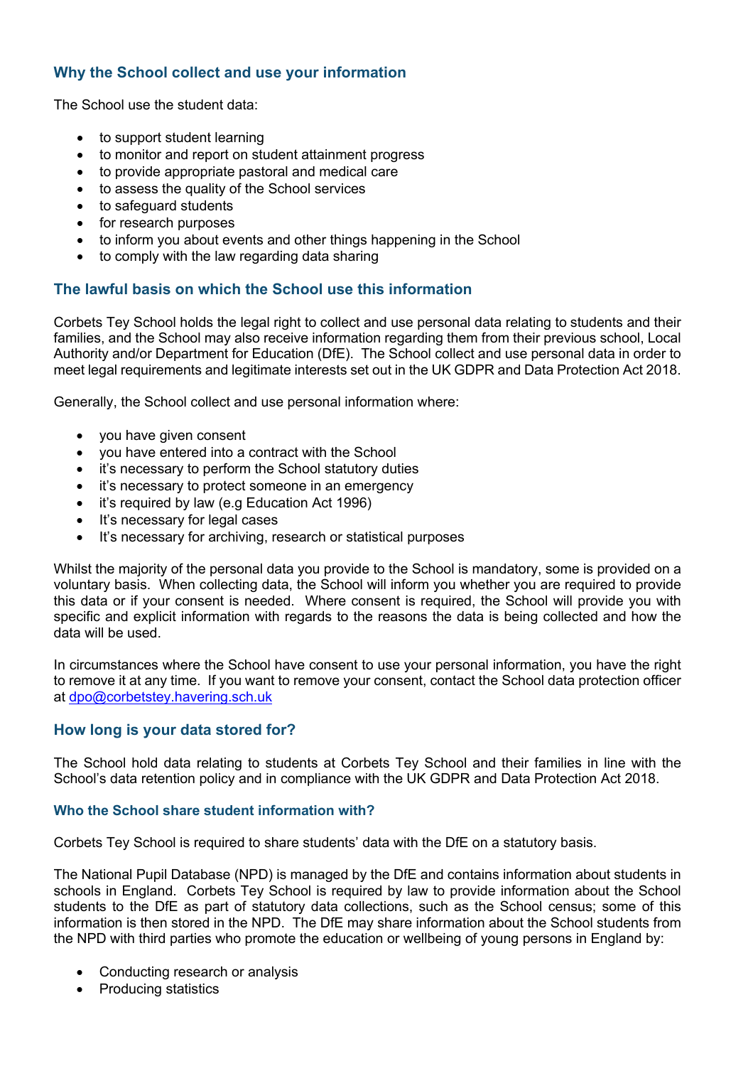## Why the School collect and use your information

The School use the student data:

- to support student learning
- to monitor and report on student attainment progress
- to provide appropriate pastoral and medical care
- to assess the quality of the School services
- to safeguard students
- for research purposes
- to inform you about events and other things happening in the School
- to comply with the law regarding data sharing

## The lawful basis on which the School use this information

Corbets Tey School holds the legal right to collect and use personal data relating to students and their families, and the School may also receive information regarding them from their previous school, Local Authority and/or Department for Education (DfE). The School collect and use personal data in order to meet legal requirements and legitimate interests set out in the UK GDPR and Data Protection Act 2018.

Generally, the School collect and use personal information where:

- you have given consent
- you have entered into a contract with the School
- it's necessary to perform the School statutory duties
- it's necessary to protect someone in an emergency
- it's required by law (e.g Education Act 1996)
- It's necessary for legal cases
- It's necessary for archiving, research or statistical purposes

Whilst the majority of the personal data you provide to the School is mandatory, some is provided on a voluntary basis. When collecting data, the School will inform you whether you are required to provide this data or if your consent is needed. Where consent is required, the School will provide you with specific and explicit information with regards to the reasons the data is being collected and how the data will be used.

In circumstances where the School have consent to use your personal information, you have the right to remove it at any time. If you want to remove your consent, contact the School data protection officer at dpo@corbetstey.havering.sch.uk

## How long is your data stored for?

The School hold data relating to students at Corbets Tey School and their families in line with the School's data retention policy and in compliance with the UK GDPR and Data Protection Act 2018.

### Who the School share student information with?

Corbets Tey School is required to share students' data with the DfE on a statutory basis.

The National Pupil Database (NPD) is managed by the DfE and contains information about students in schools in England. Corbets Tey School is required by law to provide information about the School students to the DfE as part of statutory data collections, such as the School census; some of this information is then stored in the NPD. The DfE may share information about the School students from the NPD with third parties who promote the education or wellbeing of young persons in England by:

- Conducting research or analysis
- Producing statistics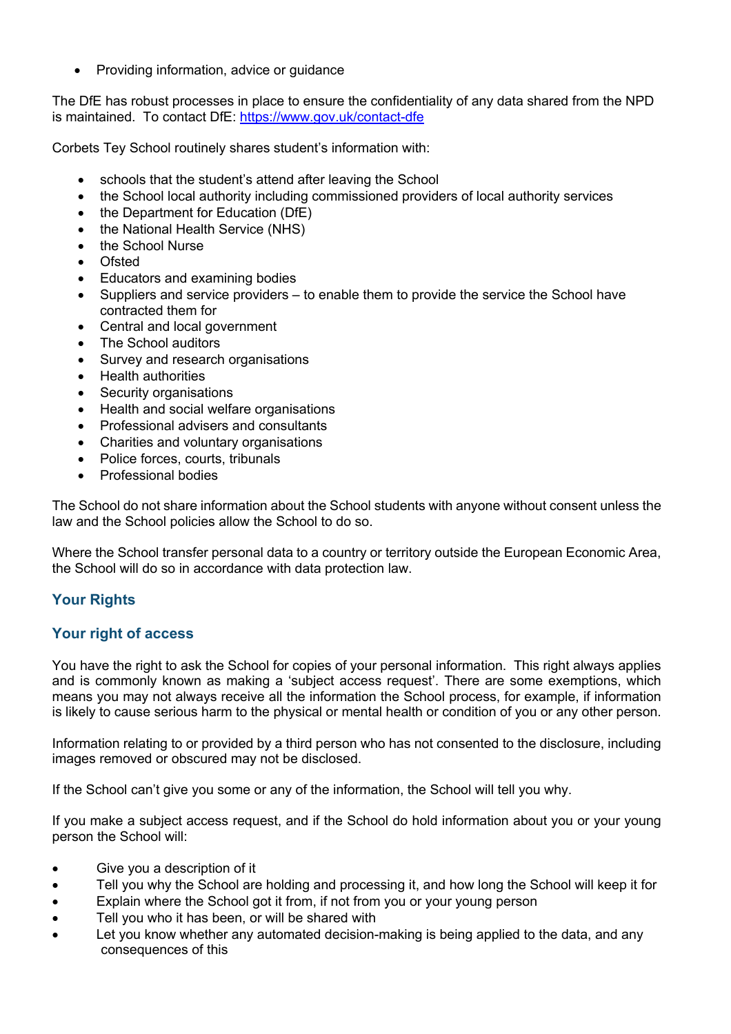- Providing information, advice or guidance

The DfE has robust processes in place to ensure the confidentiality of any data shared from the NPD is maintained. To contact DfE: https://www.gov.uk/contact-dfe

Corbets Tey School routinely shares student's information with:

- schools that the student's attend after leaving the School
- the School local authority including commissioned providers of local authority services
- the Department for Education (DfE)
- the National Health Service (NHS)
- the School Nurse
- Ofsted
- Educators and examining bodies
- Suppliers and service providers – to enable them to provide the service the School have contracted them for
- Central and local government
- The School auditors
- Survey and research organisations
- Health authorities
- Security organisations
- Health and social welfare organisations
- Professional advisers and consultants
- Charities and voluntary organisations
- Police forces, courts, tribunals
- Professional bodies

The School do not share information about the School students with anyone without consent unless the law and the School policies allow the School to do so.

Where the School transfer personal data to a country or territory outside the European Economic Area, the School will do so in accordance with data protection law.

## Your Rights

## Your right of access

You have the right to ask the School for copies of your personal information. This right always applies and is commonly known as making a 'subject access request'. There are some exemptions, which means you may not always receive all the information the School process, for example, if information is likely to cause serious harm to the physical or mental health or condition of you or any other person.

Information relating to or provided by a third person who has not consented to the disclosure, including images removed or obscured may not be disclosed.

If the School can't give you some or any of the information, the School will tell you why.

If you make a subject access request, and if the School do hold information about you or your young person the School will:

- Give you a description of it
- Tell you why the School are holding and processing it, and how long the School will keep it for
- Explain where the School got it from, if not from you or your young person
- Tell you who it has been, or will be shared with
- Let you know whether any automated decision-making is being applied to the data, and any consequences of this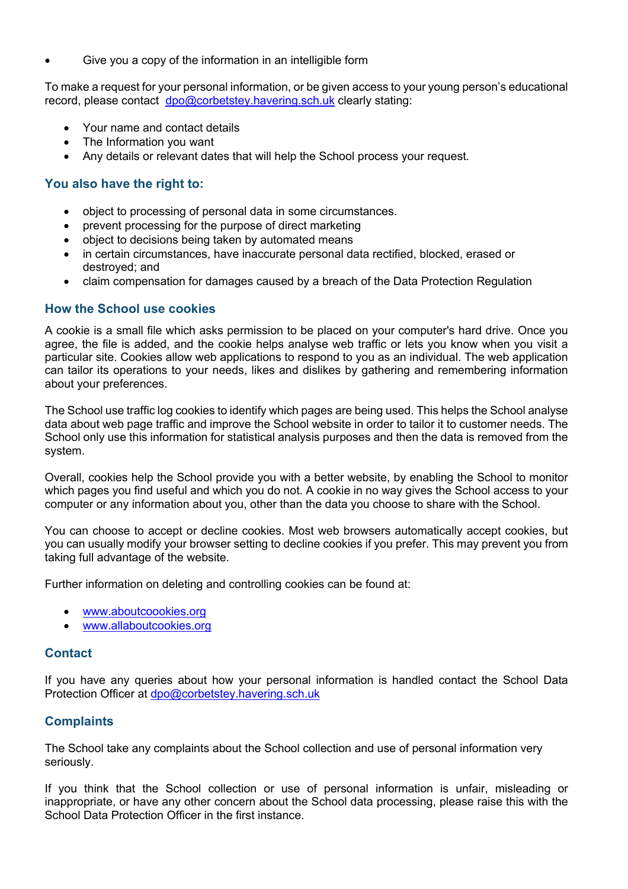- Give you a copy of the information in an intelligible form

To make a request for your personal information, or be given access to your young person's educational record, please contact [dpo@corbetstey.havering.sch.uk](mailto:dpo@corbetstey.havering.sch.uk) clearly stating:

- Your name and contact details
- The Information you want
- Any details or relevant dates that will help the School process your request.

### You also have the right to:

- object to processing of personal data in some circumstances.
- prevent processing for the purpose of direct marketing
- object to decisions being taken by automated means
- in certain circumstances, have inaccurate personal data rectified, blocked, erased or destroyed; and
- claim compensation for damages caused by a breach of the Data Protection Regulation

### How the School use cookies

A cookie is a small file which asks permission to be placed on your computer's hard drive. Once you agree, the file is added, and the cookie helps analyse web traffic or lets you know when you visit a particular site. Cookies allow web applications to respond to you as an individual. The web application can tailor its operations to your needs, likes and dislikes by gathering and remembering information about your preferences.

The School use traffic log cookies to identify which pages are being used. This helps the School analyse data about web page traffic and improve the School website in order to tailor it to customer needs. The School only use this information for statistical analysis purposes and then the data is removed from the system.

Overall, cookies help the School provide you with a better website, by enabling the School to monitor which pages you find useful and which you do not. A cookie in no way gives the School access to your computer or any information about you, other than the data you choose to share with the School.

You can choose to accept or decline cookies. Most web browsers automatically accept cookies, but you can usually modify your browser setting to decline cookies if you prefer. This may prevent you from taking full advantage of the website.

Further information on deleting and controlling cookies can be found at:

- [www.aboutcoookies.org](http://www.aboutcoookies.org)
- [www.allaboutcookies.org](http://www.allaboutcookies.org)

### Contact

If you have any queries about how your personal information is handled contact the School Data Protection Officer at [dpo@corbetstey.havering.sch.uk](mailto:dpo@corbetstey.havering.sch.uk)

### Complaints

The School take any complaints about the School collection and use of personal information very seriously.

If you think that the School collection or use of personal information is unfair, misleading or inappropriate, or have any other concern about the School data processing, please raise this with the School Data Protection Officer in the first instance.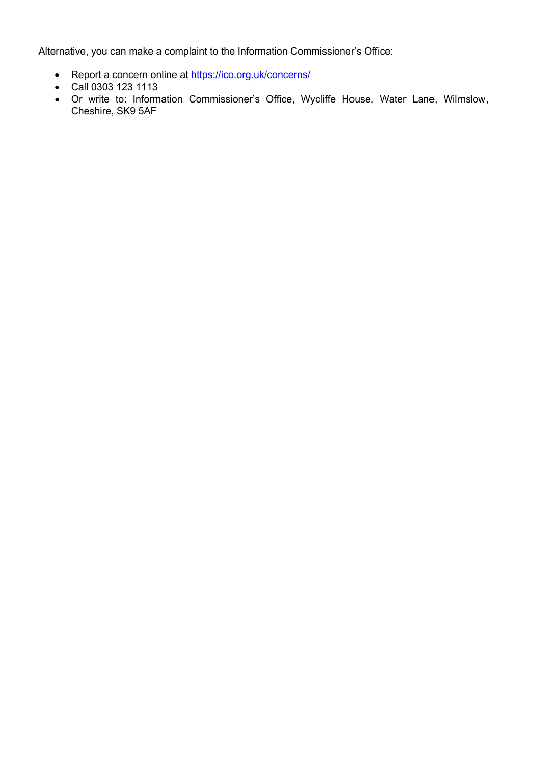Alternative, you can make a complaint to the Information Commissioner's Office:

- Report a concern online at https://ico.org.uk/concerns/
- Call 0303 123 1113
- Or write to: Information Commissioner's Office, Wycliffe House, Water Lane, Wilmslow, Cheshire, SK9 5AF